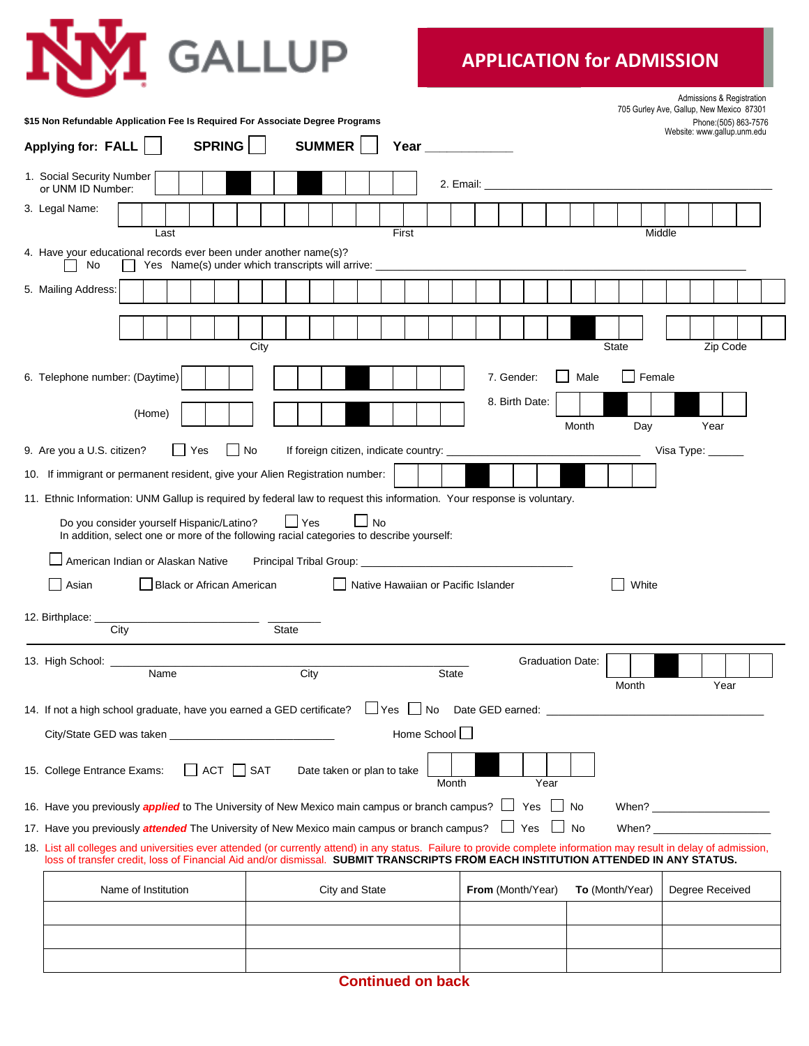# UNM GALLUP

## APPLICATION for ADMISSION

Admissions & Registration
705 Gurley Ave, Gallup, New Mexico 87301
Phone:(505) 863-7576
Website: www.gallup.unm.edu

**$15 Non Refundable Application Fee Is Required For Associate Degree Programs**

**Applying for: FALL** ☐ **SPRING** ☐ **SUMMER** ☐ **Year** ____________

1. Social Security Number or UNM ID Number: ☐☐☐■☐☐■☐☐☐☐

2. Email: ______________________________________________

3. Legal Name: ______________________________________________
   Last First Middle

4. Have your educational records ever been under another name(s)?
   ☐ No ☐ Yes Name(s) under which transcripts will arrive: ______________________________________________

5. Mailing Address: ______________________________________________

   ______________________________________________
   City State Zip Code

6. Telephone number: (Daytime) ☐☐☐ ☐☐☐■☐☐☐☐

   (Home) ☐☐☐ ☐☐☐■☐☐☐☐

7. Gender: ☐ Male ☐ Female

8. Birth Date: ☐☐■☐☐■☐☐
   Month Day Year

9. Are you a U.S. citizen? ☐ Yes ☐ No If foreign citizen, indicate country: ______________________ Visa Type: ______

10. If immigrant or permanent resident, give your Alien Registration number: ☐☐☐■☐☐☐■☐☐☐

11. Ethnic Information: UNM Gallup is required by federal law to request this information. Your response is voluntary.

    Do you consider yourself Hispanic/Latino? ☐ Yes ☐ No
    In addition, select one or more of the following racial categories to describe yourself:

    ☐ American Indian or Alaskan Native Principal Tribal Group: ______________________

    ☐ Asian ☐ Black or African American ☐ Native Hawaiian or Pacific Islander ☐ White

12. Birthplace: ______________________ ________
    City State

---

13. High School: ______________________________________________ Graduation Date: ☐☐■☐☐☐☐
    Name City State Month Year

14. If not a high school graduate, have you earned a GED certificate? ☐ Yes ☐ No Date GED earned: ______________________

    City/State GED was taken ______________________ Home School ☐

15. College Entrance Exams: ☐ ACT ☐ SAT Date taken or plan to take ☐☐■☐☐☐☐
    Month Year

16. Have you previously ***applied*** to The University of New Mexico main campus or branch campus? ☐ Yes ☐ No When? ______________

17. Have you previously ***attended*** The University of New Mexico main campus or branch campus? ☐ Yes ☐ No When? ______________

18. List all colleges and universities ever attended (or currently attend) in any status. Failure to provide complete information may result in delay of admission, loss of transfer credit, loss of Financial Aid and/or dismissal. **SUBMIT TRANSCRIPTS FROM EACH INSTITUTION ATTENDED IN ANY STATUS.**

| Name of Institution | City and State | **From** (Month/Year) | **To** (Month/Year) | Degree Received |
|---|---|---|---|---|
| | | | | |
| | | | | |
| | | | | |

**Continued on back**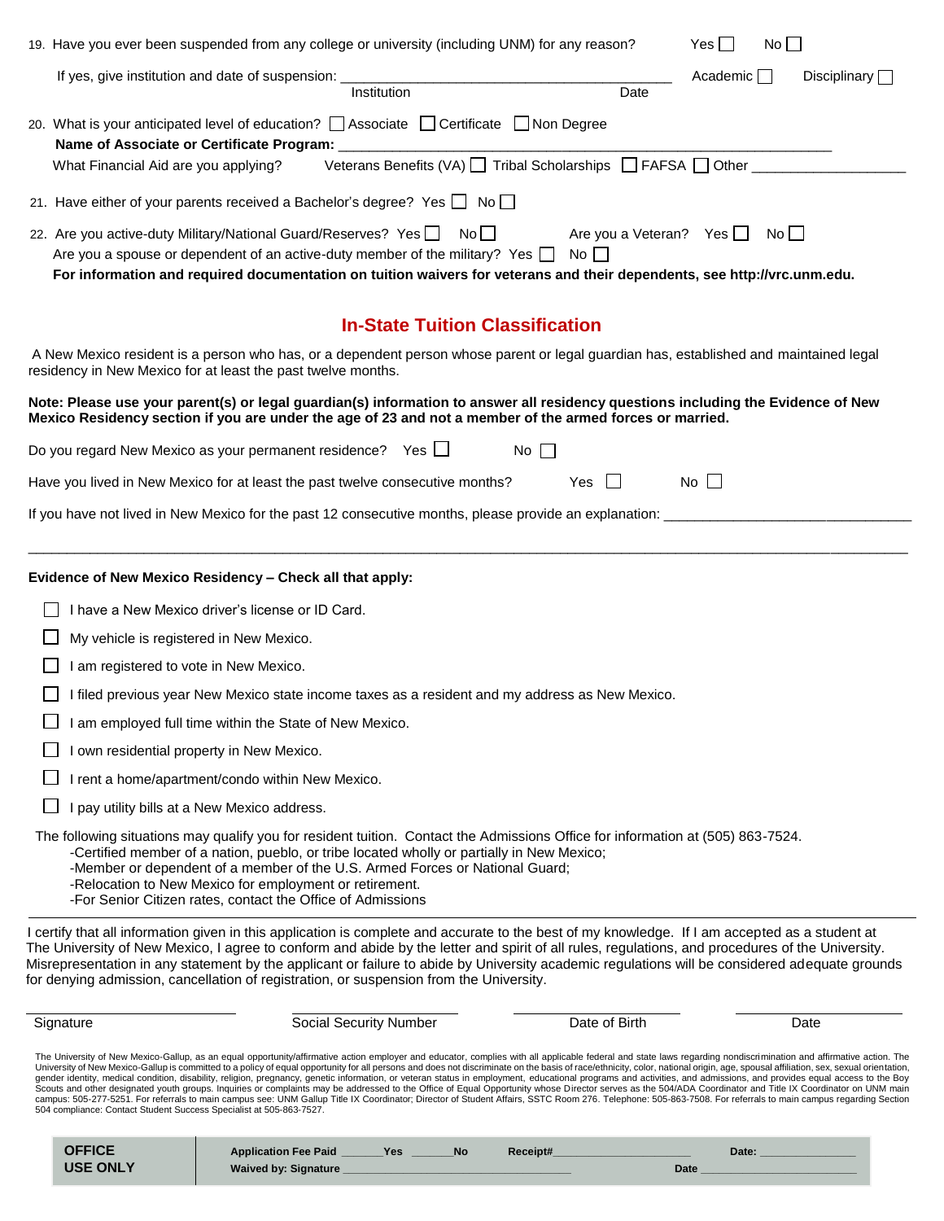19. Have you ever been suspended from any college or university (including UNM) for any reason? Yes ☐ No ☐

If yes, give institution and date of suspension: ______________________________ Academic ☐ Disciplinary ☐

Institution Date

20. What is your anticipated level of education? ☐ Associate ☐ Certificate ☐ Non Degree

**Name of Associate or Certificate Program:** ______________________________

What Financial Aid are you applying? Veterans Benefits (VA) ☐ Tribal Scholarships ☐ FAFSA ☐ Other ____________

21. Have either of your parents received a Bachelor's degree? Yes ☐ No ☐

22. Are you active-duty Military/National Guard/Reserves? Yes ☐ No ☐ Are you a Veteran? Yes ☐ No ☐

Are you a spouse or dependent of an active-duty member of the military? Yes ☐ No ☐

**For information and required documentation on tuition waivers for veterans and their dependents, see http://vrc.unm.edu.**

## In-State Tuition Classification

A New Mexico resident is a person who has, or a dependent person whose parent or legal guardian has, established and maintained legal residency in New Mexico for at least the past twelve months.

**Note: Please use your parent(s) or legal guardian(s) information to answer all residency questions including the Evidence of New Mexico Residency section if you are under the age of 23 and not a member of the armed forces or married.**

Do you regard New Mexico as your permanent residence? Yes ☐ No ☐

Have you lived in New Mexico for at least the past twelve consecutive months? Yes ☐ No ☐

If you have not lived in New Mexico for the past 12 consecutive months, please provide an explanation: ______________________________

______________________________________________________________________________

**Evidence of New Mexico Residency – Check all that apply:**

- ☐ I have a New Mexico driver's license or ID Card.
- ☐ My vehicle is registered in New Mexico.
- ☐ I am registered to vote in New Mexico.
- ☐ I filed previous year New Mexico state income taxes as a resident and my address as New Mexico.
- ☐ I am employed full time within the State of New Mexico.
- ☐ I own residential property in New Mexico.
- ☐ I rent a home/apartment/condo within New Mexico.
- ☐ I pay utility bills at a New Mexico address.

The following situations may qualify you for resident tuition. Contact the Admissions Office for information at (505) 863-7524.

-Certified member of a nation, pueblo, or tribe located wholly or partially in New Mexico;
-Member or dependent of a member of the U.S. Armed Forces or National Guard;
-Relocation to New Mexico for employment or retirement.
-For Senior Citizen rates, contact the Office of Admissions

I certify that all information given in this application is complete and accurate to the best of my knowledge. If I am accepted as a student at The University of New Mexico, I agree to conform and abide by the letter and spirit of all rules, regulations, and procedures of the University. Misrepresentation in any statement by the applicant or failure to abide by University academic regulations will be considered adequate grounds for denying admission, cancellation of registration, or suspension from the University.

| Signature | Social Security Number | Date of Birth | Date |
|---|---|---|---|
| | | | |

The University of New Mexico-Gallup, as an equal opportunity/affirmative action employer and educator, complies with all applicable federal and state laws regarding nondiscrimination and affirmative action. The University of New Mexico-Gallup is committed to a policy of equal opportunity for all persons and does not discriminate on the basis of race/ethnicity, color, national origin, age, spousal affiliation, sex, sexual orientation, gender identity, medical condition, disability, religion, pregnancy, genetic information, or veteran status in employment, educational programs and activities, and admissions, and provides equal access to the Boy Scouts and other designated youth groups. Inquiries or complaints may be addressed to the Office of Equal Opportunity whose Director serves as the 504/ADA Coordinator and Title IX Coordinator on UNM main campus: 505-277-5251. For referrals to main campus see: UNM Gallup Title IX Coordinator; Director of Student Affairs, SSTC Room 276. Telephone: 505-863-7508. For referrals to main campus regarding Section 504 compliance: Contact Student Success Specialist at 505-863-7527.

| **OFFICE USE ONLY** | **Application Fee Paid** ______ **Yes** ______ **No** **Receipt#** ____________ **Date:** ____________ |
|---|---|
| | **Waived by: Signature** ______________________ **Date** ____________ |